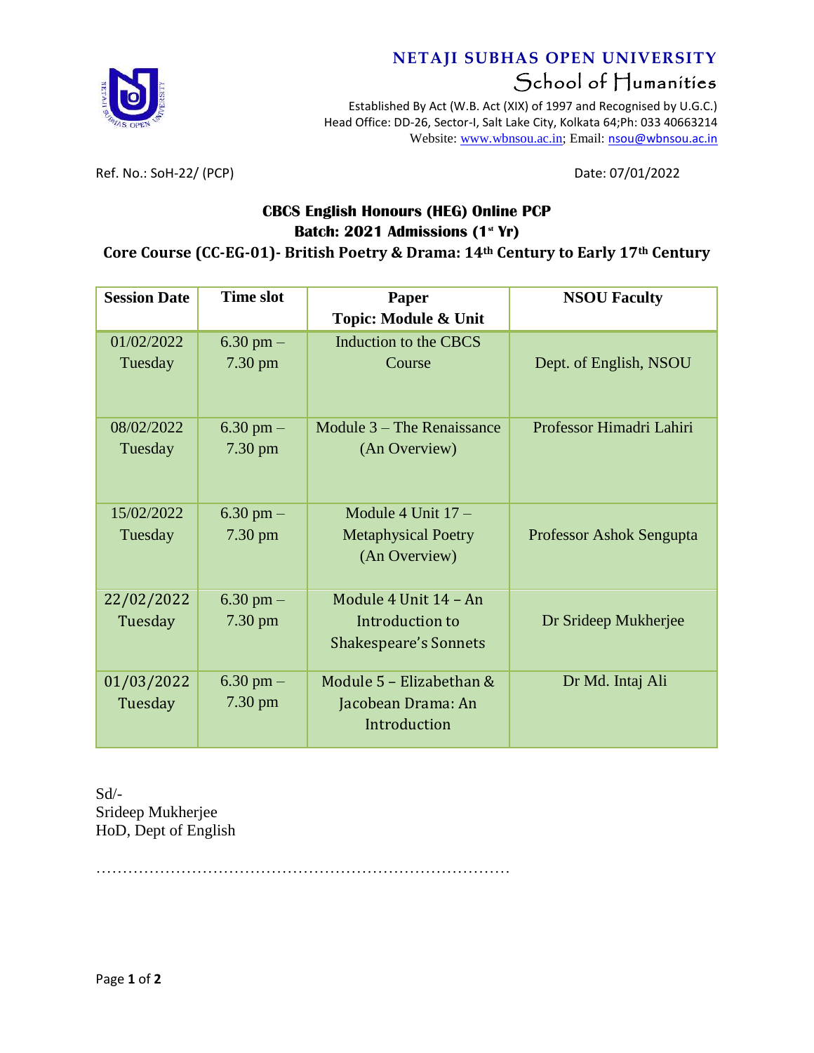# NETAJI SUBHAS OPEN UNIVERSITY

## School of Humanities

Established By Act (W.B. Act (XIX) of 1997 and Recognised by U.G.C.)
Head Office: DD-26, Sector-I, Salt Lake City, Kolkata 64;Ph: 033 40663214
Website: www.wbnsou.ac.in; Email: nsou@wbnsou.ac.in

Ref. No.: SoH-22/ (PCP) Date: 07/01/2022

**CBCS English Honours (HEG) Online PCP**
**Batch: 2021 Admissions (1st Yr)**
**Core Course (CC-EG-01)- British Poetry & Drama: 14th Century to Early 17th Century**

| Session Date | Time slot | Paper Topic: Module & Unit | NSOU Faculty |
|---|---|---|---|
| 01/02/2022 Tuesday | 6.30 pm – 7.30 pm | Induction to the CBCS Course | Dept. of English, NSOU |
| 08/02/2022 Tuesday | 6.30 pm – 7.30 pm | Module 3 – The Renaissance (An Overview) | Professor Himadri Lahiri |
| 15/02/2022 Tuesday | 6.30 pm – 7.30 pm | Module 4 Unit 17 – Metaphysical Poetry (An Overview) | Professor Ashok Sengupta |
| 22/02/2022 Tuesday | 6.30 pm – 7.30 pm | Module 4 Unit 14 – An Introduction to Shakespeare's Sonnets | Dr Srideep Mukherjee |
| 01/03/2022 Tuesday | 6.30 pm – 7.30 pm | Module 5 – Elizabethan & Jacobean Drama: An Introduction | Dr Md. Intaj Ali |

Sd/-
Srideep Mukherjee
HoD, Dept of English

…………………………………………………………………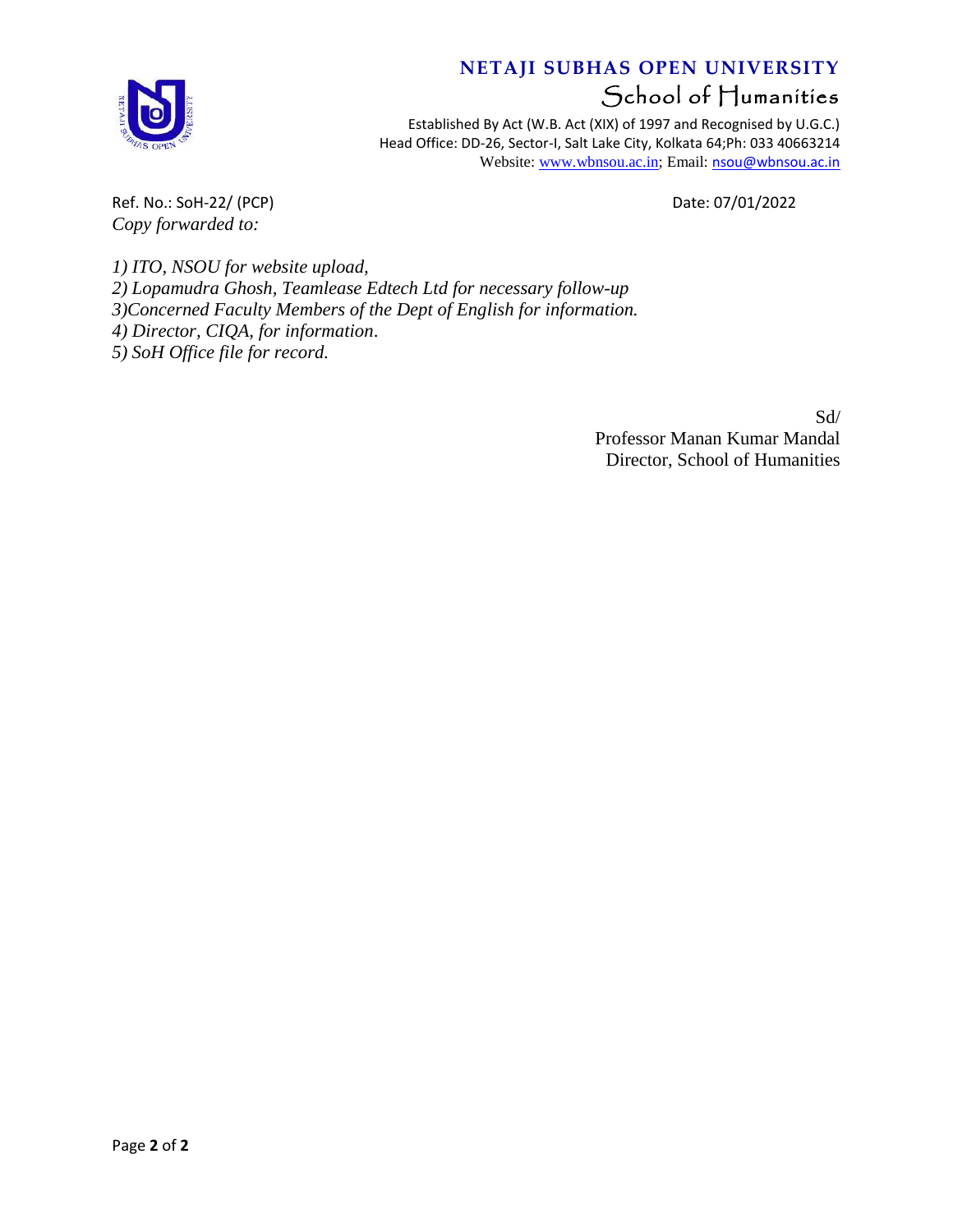# NETAJI SUBHAS OPEN UNIVERSITY

## School of Humanities

Established By Act (W.B. Act (XIX) of 1997 and Recognised by U.G.C.)
Head Office: DD-26, Sector-I, Salt Lake City, Kolkata 64;Ph: 033 40663214
Website: www.wbnsou.ac.in; Email: nsou@wbnsou.ac.in

Ref. No.: SoH-22/ (PCP) Date: 07/01/2022

*Copy forwarded to:*

*1) ITO, NSOU for website upload,*
*2) Lopamudra Ghosh, Teamlease Edtech Ltd for necessary follow-up*
*3)Concerned Faculty Members of the Dept of English for information.*
*4) Director, CIQA, for information.*
*5) SoH Office file for record.*

Sd/
Professor Manan Kumar Mandal
Director, School of Humanities